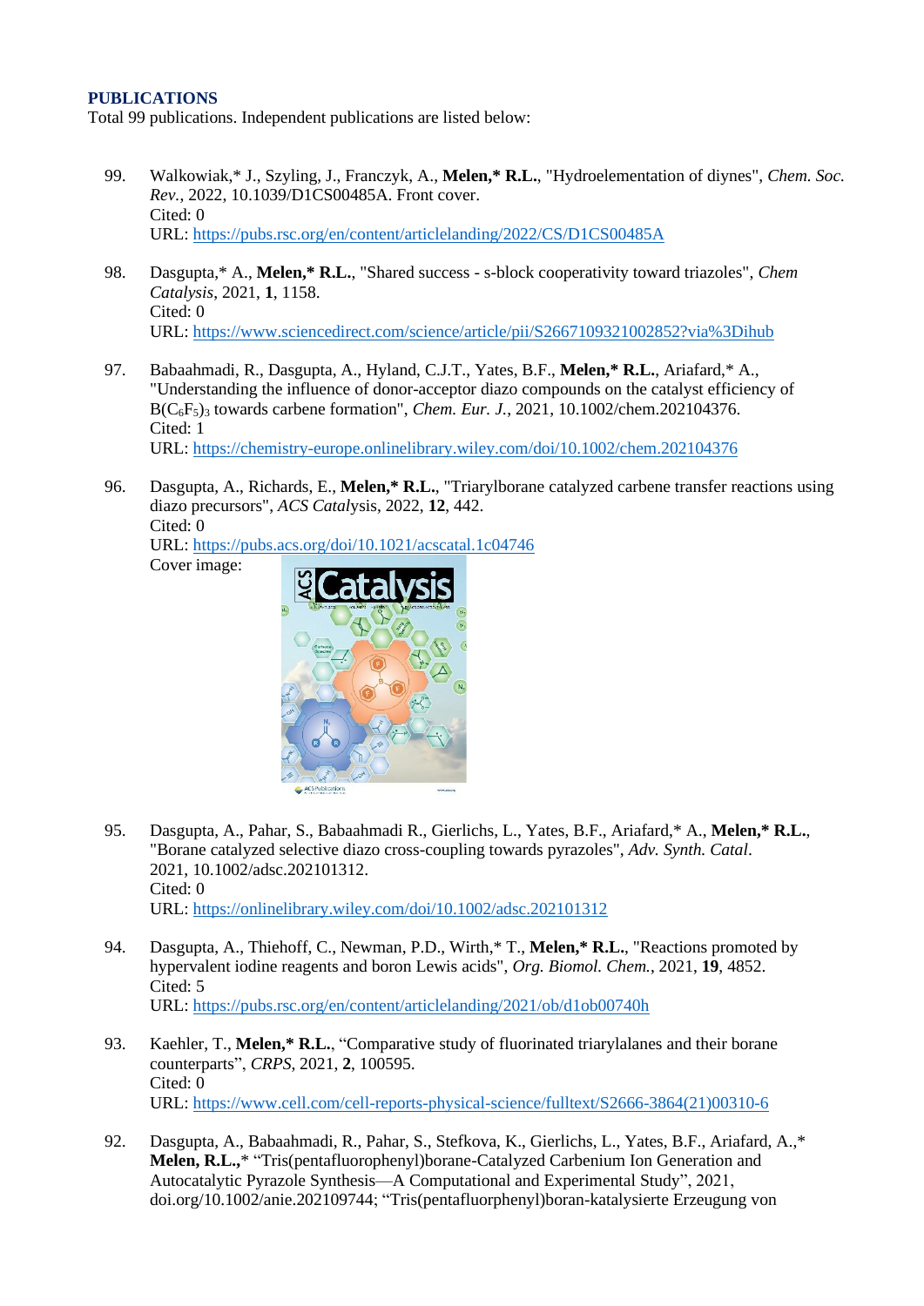## PUBLICATIONS

Total 99 publications. Independent publications are listed below:

99. Walkowiak,* J., Szyling, J., Franczyk, A., **Melen,* R.L.**, "Hydroelementation of diynes", *Chem. Soc. Rev.*, 2022, 10.1039/D1CS00485A. Front cover.
 Cited: 0
 URL: https://pubs.rsc.org/en/content/articlelanding/2022/CS/D1CS00485A

98. Dasgupta,* A., **Melen,* R.L.**, "Shared success - s-block cooperativity toward triazoles", *Chem Catalysis*, 2021, **1**, 1158.
 Cited: 0
 URL: https://www.sciencedirect.com/science/article/pii/S2667109321002852?via%3Dihub

97. Babaahmadi, R., Dasgupta, A., Hyland, C.J.T., Yates, B.F., **Melen,* R.L.**, Ariafard,* A., "Understanding the influence of donor-acceptor diazo compounds on the catalyst efficiency of $B(C_6F_5)_3$ towards carbene formation", *Chem. Eur. J.*, 2021, 10.1002/chem.202104376.
 Cited: 1
 URL: https://chemistry-europe.onlinelibrary.wiley.com/doi/10.1002/chem.202104376

96. Dasgupta, A., Richards, E., **Melen,* R.L.**, "Triarylborane catalyzed carbene transfer reactions using diazo precursors", *ACS Catalysis*, 2022, **12**, 442.
 Cited: 0
 URL: https://pubs.acs.org/doi/10.1021/acscatal.1c04746
 Cover image:

95. Dasgupta, A., Pahar, S., Babaahmadi R., Gierlichs, L., Yates, B.F., Ariafard,* A., **Melen,* R.L.**, "Borane catalyzed selective diazo cross-coupling towards pyrazoles", *Adv. Synth. Catal*. 2021, 10.1002/adsc.202101312.
 Cited: 0
 URL: https://onlinelibrary.wiley.com/doi/10.1002/adsc.202101312

94. Dasgupta, A., Thiehoff, C., Newman, P.D., Wirth,* T., **Melen,* R.L.**, "Reactions promoted by hypervalent iodine reagents and boron Lewis acids", *Org. Biomol. Chem.*, 2021, **19**, 4852.
 Cited: 5
 URL: https://pubs.rsc.org/en/content/articlelanding/2021/ob/d1ob00740h

93. Kaehler, T., **Melen,* R.L.**, "Comparative study of fluorinated triarylalanes and their borane counterparts", *CRPS*, 2021, **2**, 100595.
 Cited: 0
 URL: https://www.cell.com/cell-reports-physical-science/fulltext/S2666-3864(21)00310-6

92. Dasgupta, A., Babaahmadi, R., Pahar, S., Stefkova, K., Gierlichs, L., Yates, B.F., Ariafard, A.,* **Melen, R.L.,*** "Tris(pentafluorophenyl)borane-Catalyzed Carbenium Ion Generation and Autocatalytic Pyrazole Synthesis—A Computational and Experimental Study", 2021, doi.org/10.1002/anie.202109744; "Tris(pentafluorphenyl)boran-katalysierte Erzeugung von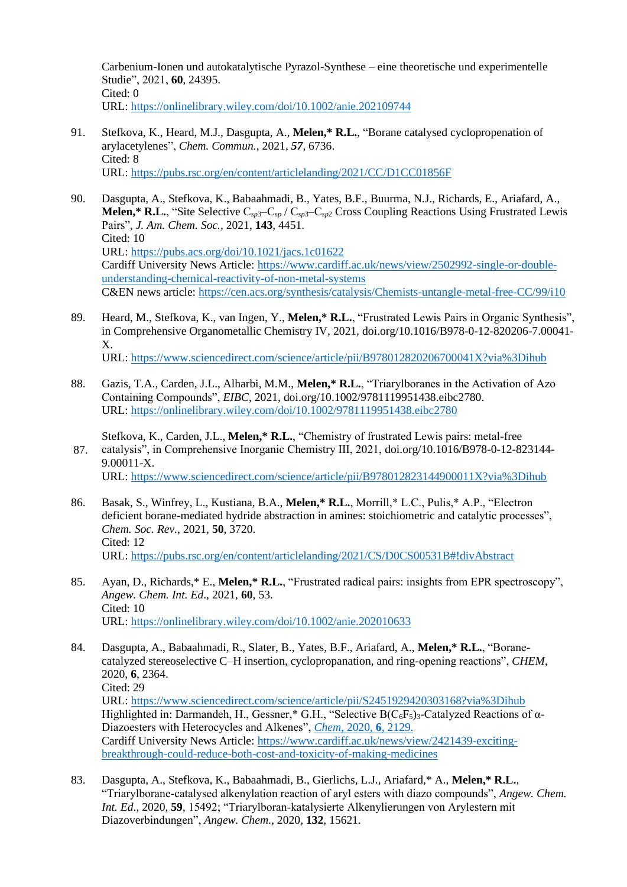Carbenium-Ionen und autokatalytische Pyrazol-Synthese – eine theoretische und experimentelle Studie", 2021, **60**, 24395.
Cited: 0
URL: https://onlinelibrary.wiley.com/doi/10.1002/anie.202109744

91. Stefkova, K., Heard, M.J., Dasgupta, A., **Melen,* R.L.**, "Borane catalysed cyclopropenation of arylacetylenes", *Chem. Commun.*, 2021, ***57***, 6736.
Cited: 8
URL: https://pubs.rsc.org/en/content/articlelanding/2021/CC/D1CC01856F

90. Dasgupta, A., Stefkova, K., Babaahmadi, B., Yates, B.F., Buurma, N.J., Richards, E., Ariafard, A., **Melen,* R.L.**, "Site Selective $C_{sp3}$–$C_{sp}$ / $C_{sp3}$–$C_{sp2}$ Cross Coupling Reactions Using Frustrated Lewis Pairs", *J. Am. Chem. Soc.*, 2021, **143**, 4451.
Cited: 10
URL: https://pubs.acs.org/doi/10.1021/jacs.1c01622
Cardiff University News Article: https://www.cardiff.ac.uk/news/view/2502992-single-or-double-understanding-chemical-reactivity-of-non-metal-systems
C&EN news article: https://cen.acs.org/synthesis/catalysis/Chemists-untangle-metal-free-CC/99/i10

89. Heard, M., Stefkova, K., van Ingen, Y., **Melen,* R.L.**, "Frustrated Lewis Pairs in Organic Synthesis", in Comprehensive Organometallic Chemistry IV, 2021, doi.org/10.1016/B978-0-12-820206-7.00041-X.
URL: https://www.sciencedirect.com/science/article/pii/B978012820206700041X?via%3Dihub

88. Gazis, T.A., Carden, J.L., Alharbi, M.M., **Melen,* R.L.**, "Triarylboranes in the Activation of Azo Containing Compounds", *EIBC*, 2021, doi.org/10.1002/9781119951438.eibc2780.
URL: https://onlinelibrary.wiley.com/doi/10.1002/9781119951438.eibc2780

87. Stefkova, K., Carden, J.L., **Melen,* R.L.**, "Chemistry of frustrated Lewis pairs: metal-free catalysis", in Comprehensive Inorganic Chemistry III, 2021, doi.org/10.1016/B978-0-12-823144-9.00011-X.
URL: https://www.sciencedirect.com/science/article/pii/B978012823144900011X?via%3Dihub

86. Basak, S., Winfrey, L., Kustiana, B.A., **Melen,* R.L.**, Morrill,* L.C., Pulis,* A.P., "Electron deficient borane-mediated hydride abstraction in amines: stoichiometric and catalytic processes", *Chem. Soc. Rev.*, 2021, **50**, 3720.
Cited: 12
URL: https://pubs.rsc.org/en/content/articlelanding/2021/CS/D0CS00531B#!divAbstract

85. Ayan, D., Richards,* E., **Melen,* R.L.**, "Frustrated radical pairs: insights from EPR spectroscopy", *Angew. Chem. Int. Ed*., 2021, **60**, 53.
Cited: 10
URL: https://onlinelibrary.wiley.com/doi/10.1002/anie.202010633

84. Dasgupta, A., Babaahmadi, R., Slater, B., Yates, B.F., Ariafard, A., **Melen,* R.L.**, "Borane-catalyzed stereoselective C–H insertion, cyclopropanation, and ring-opening reactions", *CHEM*, 2020, **6**, 2364.
Cited: 29
URL: https://www.sciencedirect.com/science/article/pii/S2451929420303168?via%3Dihub
Highlighted in: Darmandeh, H., Gessner,* G.H., "Selective $B(C_6F_5)_3$-Catalyzed Reactions of α-Diazoesters with Heterocycles and Alkenes", *Chem*, 2020, **6**, 2129.
Cardiff University News Article: https://www.cardiff.ac.uk/news/view/2421439-exciting-breakthrough-could-reduce-both-cost-and-toxicity-of-making-medicines

83. Dasgupta, A., Stefkova, K., Babaahmadi, B., Gierlichs, L.J., Ariafard,* A., **Melen,* R.L.**, "Triarylborane-catalysed alkenylation reaction of aryl esters with diazo compounds", *Angew. Chem. Int. Ed.*, 2020, **59**, 15492; "Triarylboran-katalysierte Alkenylierungen von Arylestern mit Diazoverbindungen", *Angew. Chem.*, 2020, **132**, 15621.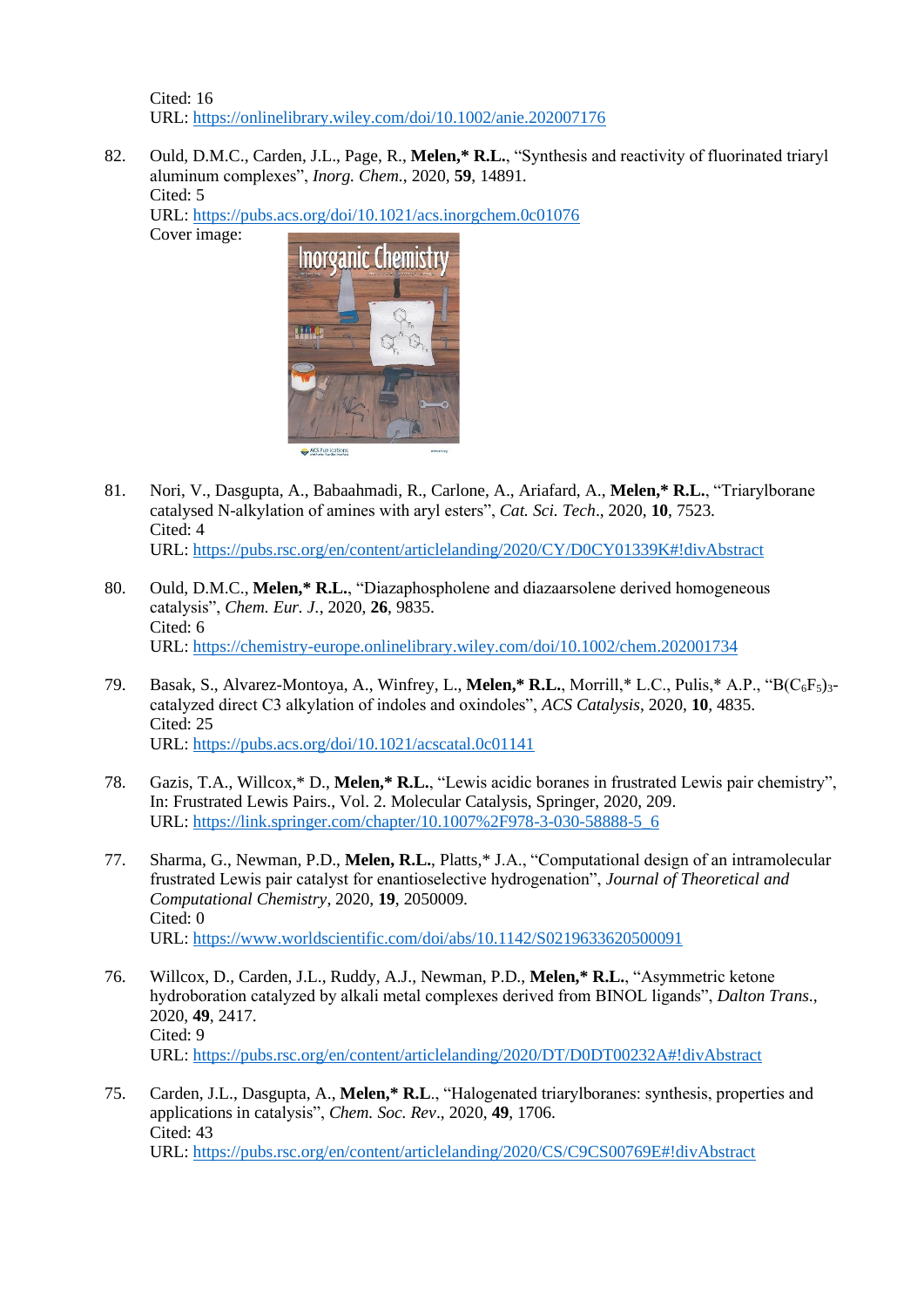Cited: 16
URL: https://onlinelibrary.wiley.com/doi/10.1002/anie.202007176

82. Ould, D.M.C., Carden, J.L., Page, R., **Melen,* R.L.**, "Synthesis and reactivity of fluorinated triaryl aluminum complexes", *Inorg. Chem.*, 2020, **59**, 14891.
Cited: 5
URL: https://pubs.acs.org/doi/10.1021/acs.inorgchem.0c01076
Cover image:

81. Nori, V., Dasgupta, A., Babaahmadi, R., Carlone, A., Ariafard, A., **Melen,* R.L.**, "Triarylborane catalysed N-alkylation of amines with aryl esters", *Cat. Sci. Tech*., 2020, **10**, 7523.
Cited: 4
URL: https://pubs.rsc.org/en/content/articlelanding/2020/CY/D0CY01339K#!divAbstract

80. Ould, D.M.C., **Melen,* R.L.**, "Diazaphospholene and diazaarsolene derived homogeneous catalysis", *Chem. Eur. J.*, 2020, **26**, 9835.
Cited: 6
URL: https://chemistry-europe.onlinelibrary.wiley.com/doi/10.1002/chem.202001734

79. Basak, S., Alvarez-Montoya, A., Winfrey, L., **Melen,* R.L.**, Morrill,* L.C., Pulis,* A.P., "$B(C_6F_5)_3$-catalyzed direct C3 alkylation of indoles and oxindoles", *ACS Catalysis*, 2020, **10**, 4835.
Cited: 25
URL: https://pubs.acs.org/doi/10.1021/acscatal.0c01141

78. Gazis, T.A., Willcox,* D., **Melen,* R.L.**, "Lewis acidic boranes in frustrated Lewis pair chemistry", In: Frustrated Lewis Pairs., Vol. 2. Molecular Catalysis, Springer, 2020, 209.
URL: https://link.springer.com/chapter/10.1007%2F978-3-030-58888-5_6

77. Sharma, G., Newman, P.D., **Melen, R.L.**, Platts,* J.A., "Computational design of an intramolecular frustrated Lewis pair catalyst for enantioselective hydrogenation", *Journal of Theoretical and Computational Chemistry*, 2020, **19**, 2050009.
Cited: 0
URL: https://www.worldscientific.com/doi/abs/10.1142/S0219633620500091

76. Willcox, D., Carden, J.L., Ruddy, A.J., Newman, P.D., **Melen,* R.L.**, "Asymmetric ketone hydroboration catalyzed by alkali metal complexes derived from BINOL ligands", *Dalton Trans*., 2020, **49**, 2417.
Cited: 9
URL: https://pubs.rsc.org/en/content/articlelanding/2020/DT/D0DT00232A#!divAbstract

75. Carden, J.L., Dasgupta, A., **Melen,* R.L.**, "Halogenated triarylboranes: synthesis, properties and applications in catalysis", *Chem. Soc. Rev*., 2020, **49**, 1706.
Cited: 43
URL: https://pubs.rsc.org/en/content/articlelanding/2020/CS/C9CS00769E#!divAbstract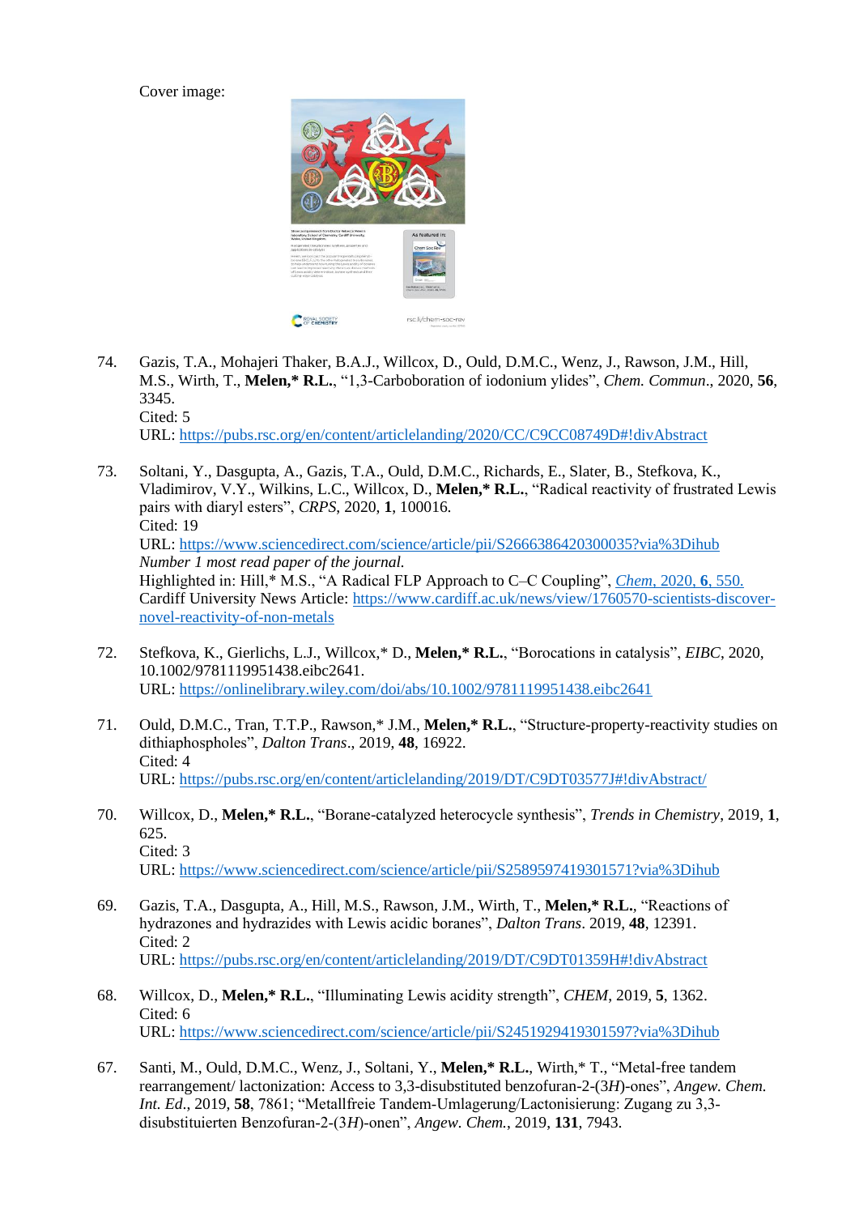Cover image:

74. Gazis, T.A., Mohajeri Thaker, B.A.J., Willcox, D., Ould, D.M.C., Wenz, J., Rawson, J.M., Hill, M.S., Wirth, T., **Melen,* R.L.**, "1,3-Carboboration of iodonium ylides", *Chem. Commun*., 2020, **56**, 3345.
    Cited: 5
    URL: https://pubs.rsc.org/en/content/articlelanding/2020/CC/C9CC08749D#!divAbstract

73. Soltani, Y., Dasgupta, A., Gazis, T.A., Ould, D.M.C., Richards, E., Slater, B., Stefkova, K., Vladimirov, V.Y., Wilkins, L.C., Willcox, D., **Melen,* R.L.**, "Radical reactivity of frustrated Lewis pairs with diaryl esters", *CRPS*, 2020, **1**, 100016.
    Cited: 19
    URL: https://www.sciencedirect.com/science/article/pii/S2666386420300035?via%3Dihub
    *Number 1 most read paper of the journal.*
    Highlighted in: Hill,* M.S., "A Radical FLP Approach to C–C Coupling", *Chem*, 2020, **6**, 550.
    Cardiff University News Article: https://www.cardiff.ac.uk/news/view/1760570-scientists-discover-novel-reactivity-of-non-metals

72. Stefkova, K., Gierlichs, L.J., Willcox,* D., **Melen,* R.L.**, "Borocations in catalysis", *EIBC*, 2020, 10.1002/9781119951438.eibc2641.
    URL: https://onlinelibrary.wiley.com/doi/abs/10.1002/9781119951438.eibc2641

71. Ould, D.M.C., Tran, T.T.P., Rawson,* J.M., **Melen,* R.L.**, "Structure-property-reactivity studies on dithiaphospholes", *Dalton Trans*., 2019, **48**, 16922.
    Cited: 4
    URL: https://pubs.rsc.org/en/content/articlelanding/2019/DT/C9DT03577J#!divAbstract/

70. Willcox, D., **Melen,* R.L.**, "Borane-catalyzed heterocycle synthesis", *Trends in Chemistry*, 2019, **1**, 625.
    Cited: 3
    URL: https://www.sciencedirect.com/science/article/pii/S2589597419301571?via%3Dihub

69. Gazis, T.A., Dasgupta, A., Hill, M.S., Rawson, J.M., Wirth, T., **Melen,* R.L.**, "Reactions of hydrazones and hydrazides with Lewis acidic boranes", *Dalton Trans*. 2019, **48**, 12391.
    Cited: 2
    URL: https://pubs.rsc.org/en/content/articlelanding/2019/DT/C9DT01359H#!divAbstract

68. Willcox, D., **Melen,* R.L.**, "Illuminating Lewis acidity strength", *CHEM*, 2019, **5**, 1362.
    Cited: 6
    URL: https://www.sciencedirect.com/science/article/pii/S2451929419301597?via%3Dihub

67. Santi, M., Ould, D.M.C., Wenz, J., Soltani, Y., **Melen,* R.L.**, Wirth,* T., "Metal-free tandem rearrangement/ lactonization: Access to 3,3-disubstituted benzofuran-2-(3*H*)-ones", *Angew. Chem. Int. Ed*., 2019, **58**, 7861; "Metallfreie Tandem-Umlagerung/Lactonisierung: Zugang zu 3,3-disubstituierten Benzofuran-2-(3*H*)-onen", *Angew. Chem.*, 2019, **131**, 7943.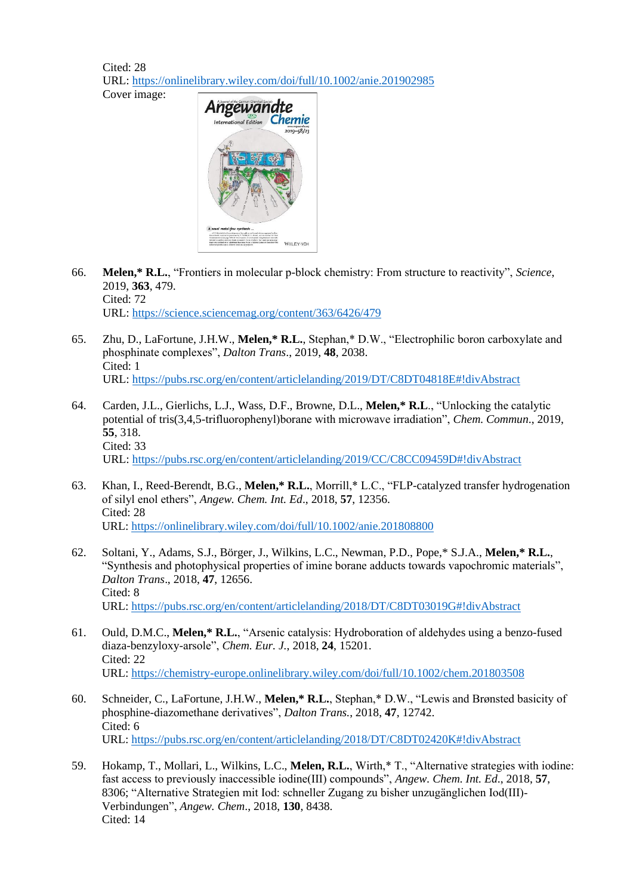Cited: 28
URL: https://onlinelibrary.wiley.com/doi/full/10.1002/anie.201902985
Cover image:

66. **Melen,* R.L.**, "Frontiers in molecular p-block chemistry: From structure to reactivity", *Science*, 2019, **363**, 479.
Cited: 72
URL: https://science.sciencemag.org/content/363/6426/479

65. Zhu, D., LaFortune, J.H.W., **Melen,* R.L.**, Stephan,* D.W., "Electrophilic boron carboxylate and phosphinate complexes", *Dalton Trans*., 2019, **48**, 2038.
Cited: 1
URL: https://pubs.rsc.org/en/content/articlelanding/2019/DT/C8DT04818E#!divAbstract

64. Carden, J.L., Gierlichs, L.J., Wass, D.F., Browne, D.L., **Melen,* R.L**., "Unlocking the catalytic potential of tris(3,4,5-trifluorophenyl)borane with microwave irradiation", *Chem. Commun*., 2019, **55**, 318.
Cited: 33
URL: https://pubs.rsc.org/en/content/articlelanding/2019/CC/C8CC09459D#!divAbstract

63. Khan, I., Reed-Berendt, B.G., **Melen,* R.L.**, Morrill,* L.C., "FLP-catalyzed transfer hydrogenation of silyl enol ethers", *Angew. Chem. Int. Ed*., 2018, **57**, 12356.
Cited: 28
URL: https://onlinelibrary.wiley.com/doi/full/10.1002/anie.201808800

62. Soltani, Y., Adams, S.J., Börger, J., Wilkins, L.C., Newman, P.D., Pope,* S.J.A., **Melen,* R.L.**, "Synthesis and photophysical properties of imine borane adducts towards vapochromic materials", *Dalton Trans*., 2018, **47**, 12656.
Cited: 8
URL: https://pubs.rsc.org/en/content/articlelanding/2018/DT/C8DT03019G#!divAbstract

61. Ould, D.M.C., **Melen,* R.L.**, "Arsenic catalysis: Hydroboration of aldehydes using a benzo-fused diaza-benzyloxy-arsole", *Chem. Eur. J.*, 2018, **24**, 15201.
Cited: 22
URL: https://chemistry-europe.onlinelibrary.wiley.com/doi/full/10.1002/chem.201803508

60. Schneider, C., LaFortune, J.H.W., **Melen,* R.L.**, Stephan,* D.W., "Lewis and Brønsted basicity of phosphine-diazomethane derivatives", *Dalton Trans.*, 2018, **47**, 12742.
Cited: 6
URL: https://pubs.rsc.org/en/content/articlelanding/2018/DT/C8DT02420K#!divAbstract

59. Hokamp, T., Mollari, L., Wilkins, L.C., **Melen, R.L.**, Wirth,* T., "Alternative strategies with iodine: fast access to previously inaccessible iodine(III) compounds", *Angew. Chem. Int. Ed*., 2018, **57**, 8306; "Alternative Strategien mit Iod: schneller Zugang zu bisher unzugänglichen Iod(III)-Verbindungen", *Angew. Chem*., 2018, **130**, 8438.
Cited: 14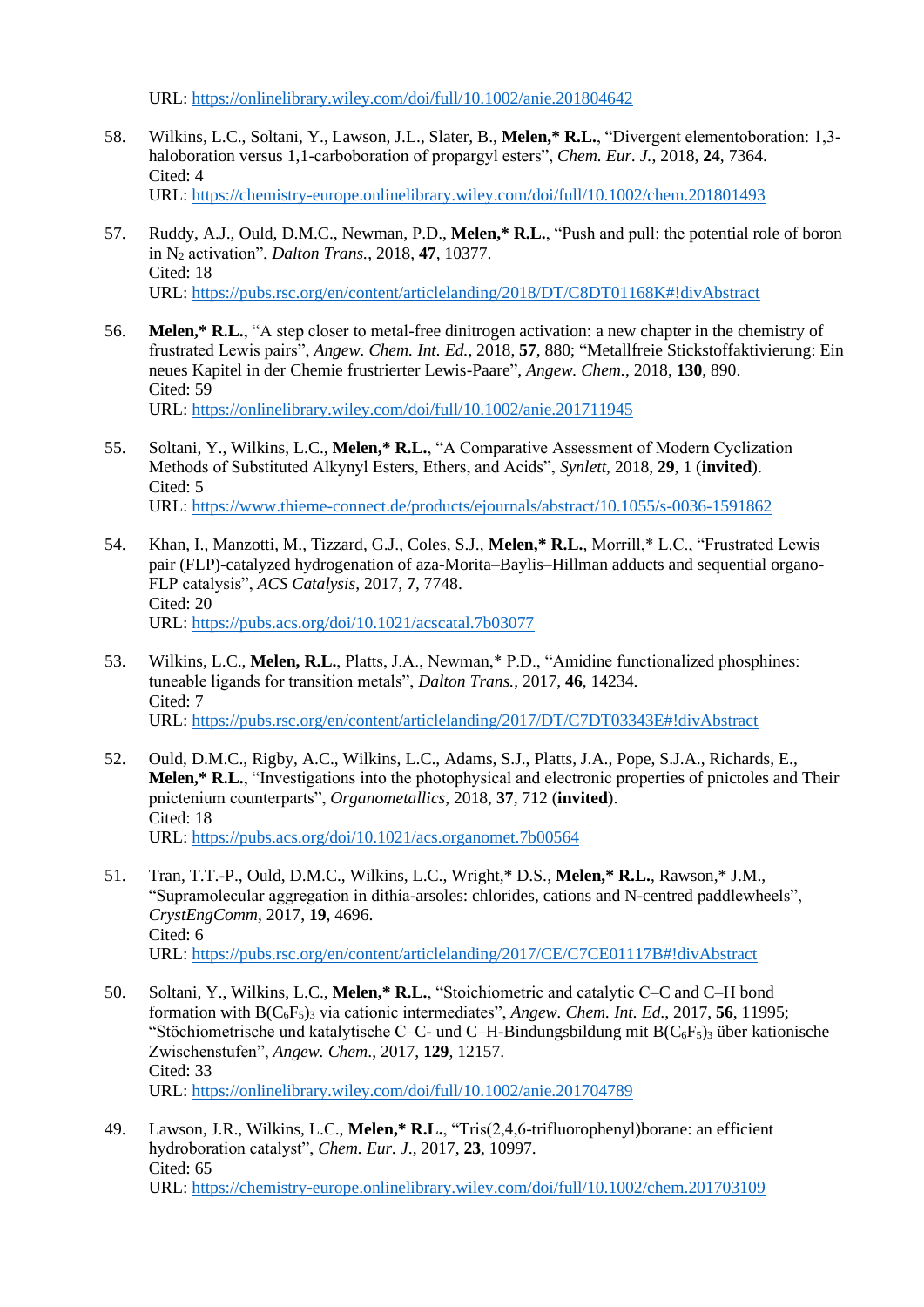URL: https://onlinelibrary.wiley.com/doi/full/10.1002/anie.201804642

58. Wilkins, L.C., Soltani, Y., Lawson, J.L., Slater, B., **Melen,* R.L.**, "Divergent elementoboration: 1,3-haloboration versus 1,1-carboboration of propargyl esters", *Chem. Eur. J.*, 2018, **24**, 7364.
Cited: 4
URL: https://chemistry-europe.onlinelibrary.wiley.com/doi/full/10.1002/chem.201801493

57. Ruddy, A.J., Ould, D.M.C., Newman, P.D., **Melen,* R.L.**, "Push and pull: the potential role of boron in $N_2$ activation", *Dalton Trans.*, 2018, **47**, 10377.
Cited: 18
URL: https://pubs.rsc.org/en/content/articlelanding/2018/DT/C8DT01168K#!divAbstract

56. **Melen,* R.L.**, "A step closer to metal-free dinitrogen activation: a new chapter in the chemistry of frustrated Lewis pairs", *Angew. Chem. Int. Ed.*, 2018, **57**, 880; "Metallfreie Stickstoffaktivierung: Ein neues Kapitel in der Chemie frustrierter Lewis-Paare", *Angew. Chem.*, 2018, **130**, 890.
Cited: 59
URL: https://onlinelibrary.wiley.com/doi/full/10.1002/anie.201711945

55. Soltani, Y., Wilkins, L.C., **Melen,* R.L.**, "A Comparative Assessment of Modern Cyclization Methods of Substituted Alkynyl Esters, Ethers, and Acids", *Synlett*, 2018, **29**, 1 (**invited**).
Cited: 5
URL: https://www.thieme-connect.de/products/ejournals/abstract/10.1055/s-0036-1591862

54. Khan, I., Manzotti, M., Tizzard, G.J., Coles, S.J., **Melen,* R.L.**, Morrill,* L.C., "Frustrated Lewis pair (FLP)-catalyzed hydrogenation of aza-Morita–Baylis–Hillman adducts and sequential organo-FLP catalysis", *ACS Catalysis*, 2017, **7**, 7748.
Cited: 20
URL: https://pubs.acs.org/doi/10.1021/acscatal.7b03077

53. Wilkins, L.C., **Melen, R.L.**, Platts, J.A., Newman,* P.D., "Amidine functionalized phosphines: tuneable ligands for transition metals", *Dalton Trans.*, 2017, **46**, 14234.
Cited: 7
URL: https://pubs.rsc.org/en/content/articlelanding/2017/DT/C7DT03343E#!divAbstract

52. Ould, D.M.C., Rigby, A.C., Wilkins, L.C., Adams, S.J., Platts, J.A., Pope, S.J.A., Richards, E., **Melen,* R.L.**, "Investigations into the photophysical and electronic properties of pnictoles and Their pnictenium counterparts", *Organometallics*, 2018, **37**, 712 (**invited**).
Cited: 18
URL: https://pubs.acs.org/doi/10.1021/acs.organomet.7b00564

51. Tran, T.T.-P., Ould, D.M.C., Wilkins, L.C., Wright,* D.S., **Melen,* R.L.**, Rawson,* J.M., "Supramolecular aggregation in dithia-arsoles: chlorides, cations and N-centred paddlewheels", *CrystEngComm*, 2017, **19**, 4696.
Cited: 6
URL: https://pubs.rsc.org/en/content/articlelanding/2017/CE/C7CE01117B#!divAbstract

50. Soltani, Y., Wilkins, L.C., **Melen,* R.L.**, "Stoichiometric and catalytic C–C and C–H bond formation with $B(C_6F_5)_3$ via cationic intermediates", *Angew. Chem. Int. Ed.*, 2017, **56**, 11995; "Stöchiometrische und katalytische C–C- und C–H-Bindungsbildung mit $B(C_6F_5)_3$ über kationische Zwischenstufen", *Angew. Chem.*, 2017, **129**, 12157.
Cited: 33
URL: https://onlinelibrary.wiley.com/doi/full/10.1002/anie.201704789

49. Lawson, J.R., Wilkins, L.C., **Melen,* R.L.**, "Tris(2,4,6-trifluorophenyl)borane: an efficient hydroboration catalyst", *Chem. Eur. J.*, 2017, **23**, 10997.
Cited: 65
URL: https://chemistry-europe.onlinelibrary.wiley.com/doi/full/10.1002/chem.201703109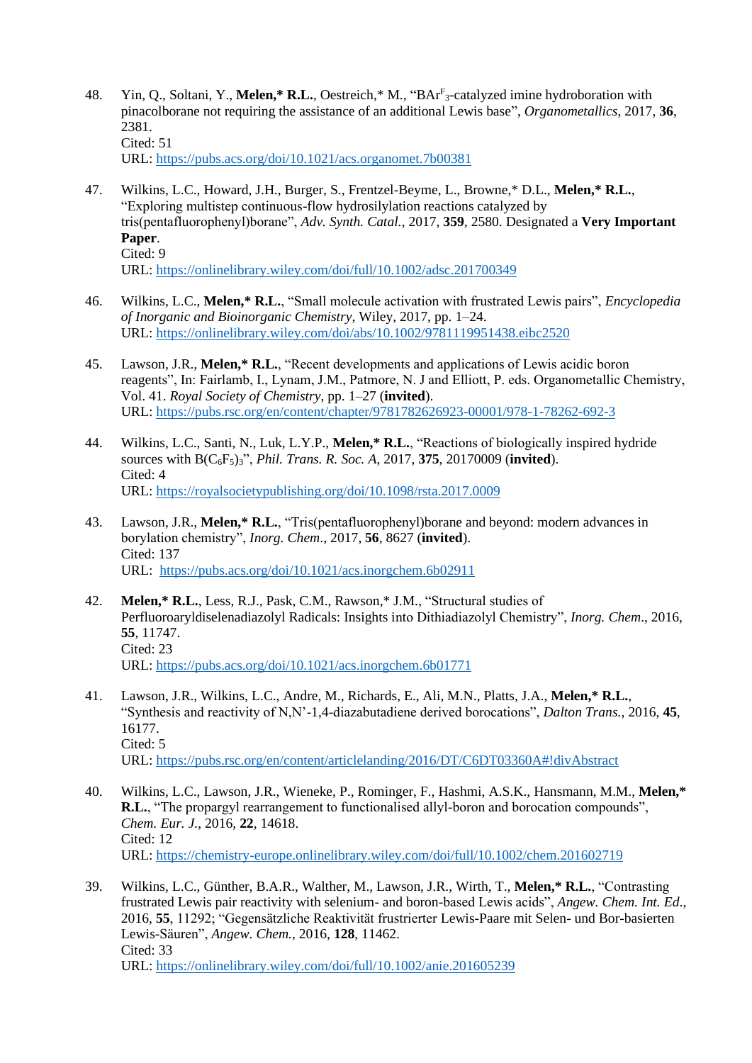48. Yin, Q., Soltani, Y., **Melen,* R.L.**, Oestreich,* M., "$BAr^F_3$-catalyzed imine hydroboration with pinacolborane not requiring the assistance of an additional Lewis base", *Organometallics*, 2017, **36**, 2381.
    Cited: 51
    URL: https://pubs.acs.org/doi/10.1021/acs.organomet.7b00381

47. Wilkins, L.C., Howard, J.H., Burger, S., Frentzel-Beyme, L., Browne,* D.L., **Melen,* R.L.**, "Exploring multistep continuous-flow hydrosilylation reactions catalyzed by tris(pentafluorophenyl)borane", *Adv. Synth. Catal.*, 2017, **359**, 2580. Designated a **Very Important Paper**.
    Cited: 9
    URL: https://onlinelibrary.wiley.com/doi/full/10.1002/adsc.201700349

46. Wilkins, L.C., **Melen,* R.L.**, "Small molecule activation with frustrated Lewis pairs", *Encyclopedia of Inorganic and Bioinorganic Chemistry*, Wiley, 2017, pp. 1–24.
    URL: https://onlinelibrary.wiley.com/doi/abs/10.1002/9781119951438.eibc2520

45. Lawson, J.R., **Melen,* R.L.**, "Recent developments and applications of Lewis acidic boron reagents", In: Fairlamb, I., Lynam, J.M., Patmore, N. J and Elliott, P. eds. Organometallic Chemistry, Vol. 41. *Royal Society of Chemistry*, pp. 1–27 (**invited**).
    URL: https://pubs.rsc.org/en/content/chapter/9781782626923-00001/978-1-78262-692-3

44. Wilkins, L.C., Santi, N., Luk, L.Y.P., **Melen,* R.L.**, "Reactions of biologically inspired hydride sources with $B(C_6F_5)_3$", *Phil. Trans. R. Soc. A*, 2017, **375**, 20170009 (**invited**).
    Cited: 4
    URL: https://royalsocietypublishing.org/doi/10.1098/rsta.2017.0009

43. Lawson, J.R., **Melen,* R.L.**, "Tris(pentafluorophenyl)borane and beyond: modern advances in borylation chemistry", *Inorg. Chem*., 2017, **56**, 8627 (**invited**).
    Cited: 137
    URL: https://pubs.acs.org/doi/10.1021/acs.inorgchem.6b02911

42. **Melen,* R.L.**, Less, R.J., Pask, C.M., Rawson,* J.M., "Structural studies of Perfluoroaryldiselenadiazolyl Radicals: Insights into Dithiadiazolyl Chemistry", *Inorg. Chem*., 2016, **55**, 11747.
    Cited: 23
    URL: https://pubs.acs.org/doi/10.1021/acs.inorgchem.6b01771

41. Lawson, J.R., Wilkins, L.C., Andre, M., Richards, E., Ali, M.N., Platts, J.A., **Melen,* R.L.**, "Synthesis and reactivity of N,N'-1,4-diazabutadiene derived borocations", *Dalton Trans.*, 2016, **45**, 16177.
    Cited: 5
    URL: https://pubs.rsc.org/en/content/articlelanding/2016/DT/C6DT03360A#!divAbstract

40. Wilkins, L.C., Lawson, J.R., Wieneke, P., Rominger, F., Hashmi, A.S.K., Hansmann, M.M., **Melen,* R.L.**, "The propargyl rearrangement to functionalised allyl-boron and borocation compounds", *Chem. Eur. J.*, 2016, **22**, 14618.
    Cited: 12
    URL: https://chemistry-europe.onlinelibrary.wiley.com/doi/full/10.1002/chem.201602719

39. Wilkins, L.C., Günther, B.A.R., Walther, M., Lawson, J.R., Wirth, T., **Melen,* R.L.**, "Contrasting frustrated Lewis pair reactivity with selenium- and boron-based Lewis acids", *Angew. Chem. Int. Ed*., 2016, **55**, 11292; "Gegensätzliche Reaktivität frustrierter Lewis-Paare mit Selen- und Bor-basierten Lewis-Säuren", *Angew. Chem.*, 2016, **128**, 11462.
    Cited: 33
    URL: https://onlinelibrary.wiley.com/doi/full/10.1002/anie.201605239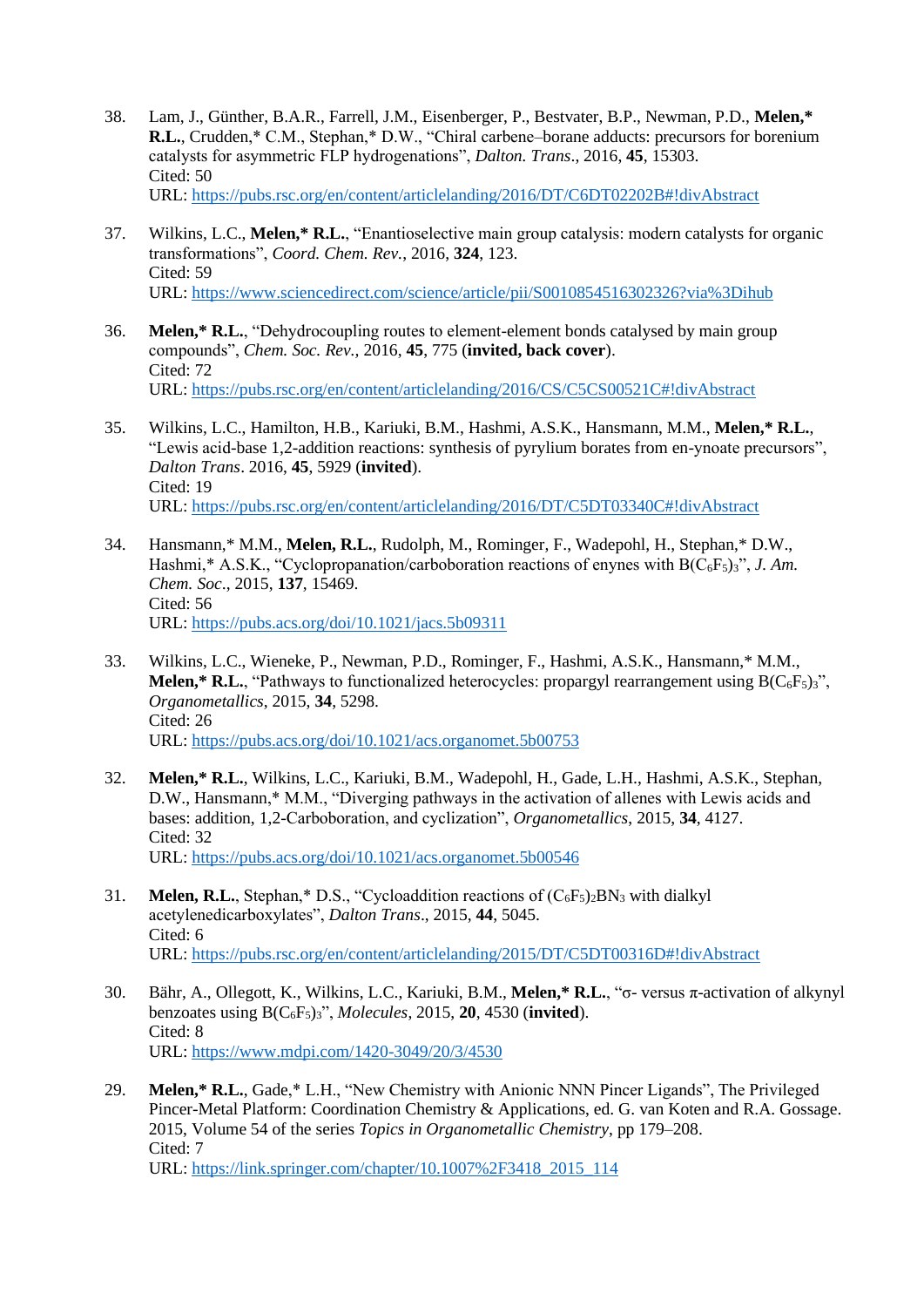38. Lam, J., Günther, B.A.R., Farrell, J.M., Eisenberger, P., Bestvater, B.P., Newman, P.D., **Melen,* R.L.**, Crudden,* C.M., Stephan,* D.W., "Chiral carbene–borane adducts: precursors for borenium catalysts for asymmetric FLP hydrogenations", *Dalton. Trans*., 2016, **45**, 15303.
    Cited: 50
    URL: https://pubs.rsc.org/en/content/articlelanding/2016/DT/C6DT02202B#!divAbstract

37. Wilkins, L.C., **Melen,* R.L.**, "Enantioselective main group catalysis: modern catalysts for organic transformations", *Coord. Chem. Rev.*, 2016, **324**, 123.
    Cited: 59
    URL: https://www.sciencedirect.com/science/article/pii/S0010854516302326?via%3Dihub

36. **Melen,* R.L.**, "Dehydrocoupling routes to element-element bonds catalysed by main group compounds", *Chem. Soc. Rev.,* 2016, **45**, 775 (**invited, back cover**).
    Cited: 72
    URL: https://pubs.rsc.org/en/content/articlelanding/2016/CS/C5CS00521C#!divAbstract

35. Wilkins, L.C., Hamilton, H.B., Kariuki, B.M., Hashmi, A.S.K., Hansmann, M.M., **Melen,* R.L.**, "Lewis acid-base 1,2-addition reactions: synthesis of pyrylium borates from en-ynoate precursors", *Dalton Trans*. 2016, **45**, 5929 (**invited**).
    Cited: 19
    URL: https://pubs.rsc.org/en/content/articlelanding/2016/DT/C5DT03340C#!divAbstract

34. Hansmann,* M.M., **Melen, R.L.**, Rudolph, M., Rominger, F., Wadepohl, H., Stephan,* D.W., Hashmi,* A.S.K., "Cyclopropanation/carboboration reactions of enynes with $B(C_6F_5)_3$", *J. Am. Chem. Soc*., 2015, **137**, 15469.
    Cited: 56
    URL: https://pubs.acs.org/doi/10.1021/jacs.5b09311

33. Wilkins, L.C., Wieneke, P., Newman, P.D., Rominger, F., Hashmi, A.S.K., Hansmann,* M.M., **Melen,* R.L.**, "Pathways to functionalized heterocycles: propargyl rearrangement using $B(C_6F_5)_3$", *Organometallics*, 2015, **34**, 5298.
    Cited: 26
    URL: https://pubs.acs.org/doi/10.1021/acs.organomet.5b00753

32. **Melen,* R.L.**, Wilkins, L.C., Kariuki, B.M., Wadepohl, H., Gade, L.H., Hashmi, A.S.K., Stephan, D.W., Hansmann,* M.M., "Diverging pathways in the activation of allenes with Lewis acids and bases: addition, 1,2-Carboboration, and cyclization", *Organometallics*, 2015, **34**, 4127.
    Cited: 32
    URL: https://pubs.acs.org/doi/10.1021/acs.organomet.5b00546

31. **Melen, R.L.**, Stephan,* D.S., "Cycloaddition reactions of $(C_6F_5)_2BN_3$ with dialkyl acetylenedicarboxylates", *Dalton Trans*., 2015, **44**, 5045.
    Cited: 6
    URL: https://pubs.rsc.org/en/content/articlelanding/2015/DT/C5DT00316D#!divAbstract

30. Bähr, A., Ollegott, K., Wilkins, L.C., Kariuki, B.M., **Melen,* R.L.**, "σ- versus π-activation of alkynyl benzoates using $B(C_6F_5)_3$", *Molecules*, 2015, **20**, 4530 (**invited**).
    Cited: 8
    URL: https://www.mdpi.com/1420-3049/20/3/4530

29. **Melen,* R.L.**, Gade,* L.H., "New Chemistry with Anionic NNN Pincer Ligands", The Privileged Pincer-Metal Platform: Coordination Chemistry & Applications, ed. G. van Koten and R.A. Gossage. 2015, Volume 54 of the series *Topics in Organometallic Chemistry*, pp 179–208.
    Cited: 7
    URL: https://link.springer.com/chapter/10.1007%2F3418_2015_114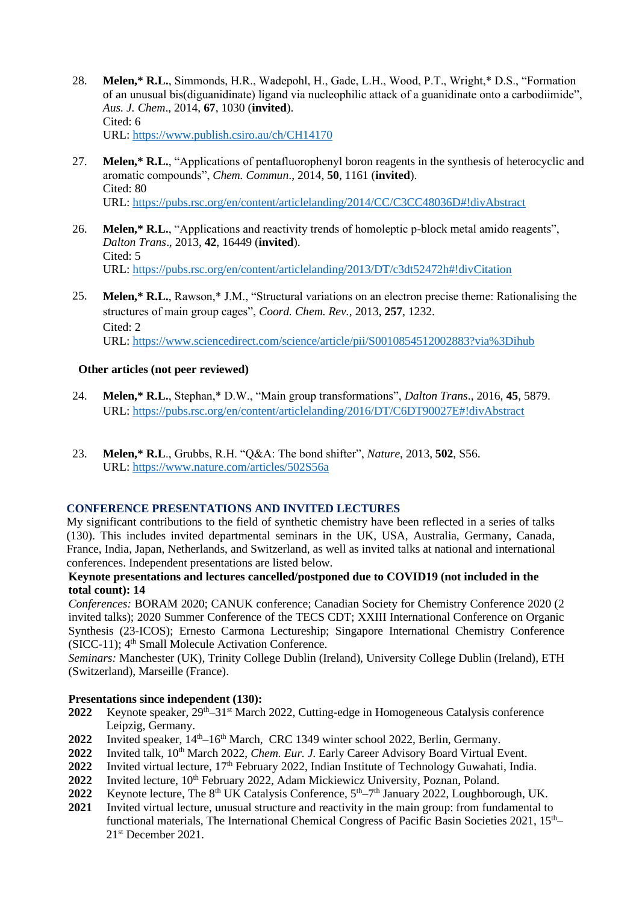28. **Melen,\* R.L.**, Simmonds, H.R., Wadepohl, H., Gade, L.H., Wood, P.T., Wright,\* D.S., "Formation of an unusual bis(diguanidinate) ligand via nucleophilic attack of a guanidinate onto a carbodiimide", *Aus. J. Chem*., 2014, **67**, 1030 (**invited**).
    Cited: 6
    URL: https://www.publish.csiro.au/ch/CH14170

27. **Melen,\* R.L.**, "Applications of pentafluorophenyl boron reagents in the synthesis of heterocyclic and aromatic compounds", *Chem. Commun*., 2014, **50**, 1161 (**invited**).
    Cited: 80
    URL: https://pubs.rsc.org/en/content/articlelanding/2014/CC/C3CC48036D#!divAbstract

26. **Melen,\* R.L.**, "Applications and reactivity trends of homoleptic p-block metal amido reagents", *Dalton Trans*., 2013, **42**, 16449 (**invited**).
    Cited: 5
    URL: https://pubs.rsc.org/en/content/articlelanding/2013/DT/c3dt52472h#!divCitation

25. **Melen,\* R.L.**, Rawson,\* J.M., "Structural variations on an electron precise theme: Rationalising the structures of main group cages", *Coord. Chem. Rev.*, 2013, **257**, 1232.
    Cited: 2
    URL: https://www.sciencedirect.com/science/article/pii/S0010854512002883?via%3Dihub

**Other articles (not peer reviewed)**

24. **Melen,\* R.L.**, Stephan,\* D.W., "Main group transformations", *Dalton Trans*., 2016, **45**, 5879.
    URL: https://pubs.rsc.org/en/content/articlelanding/2016/DT/C6DT90027E#!divAbstract

23. **Melen,\* R.L**., Grubbs, R.H. "Q&A: The bond shifter", *Nature*, 2013, **502**, S56.
    URL: https://www.nature.com/articles/502S56a

## CONFERENCE PRESENTATIONS AND INVITED LECTURES

My significant contributions to the field of synthetic chemistry have been reflected in a series of talks (130). This includes invited departmental seminars in the UK, USA, Australia, Germany, Canada, France, India, Japan, Netherlands, and Switzerland, as well as invited talks at national and international conferences. Independent presentations are listed below.

**Keynote presentations and lectures cancelled/postponed due to COVID19 (not included in the total count): 14**

*Conferences:* BORAM 2020; CANUK conference; Canadian Society for Chemistry Conference 2020 (2 invited talks); 2020 Summer Conference of the TECS CDT; XXIII International Conference on Organic Synthesis (23-ICOS); Ernesto Carmona Lectureship; Singapore International Chemistry Conference (SICC-11); 4th Small Molecule Activation Conference.

*Seminars:* Manchester (UK), Trinity College Dublin (Ireland), University College Dublin (Ireland), ETH (Switzerland), Marseille (France).

**Presentations since independent (130):**

**2022** Keynote speaker, 29th–31st March 2022, Cutting-edge in Homogeneous Catalysis conference Leipzig, Germany.
**2022** Invited speaker, 14th–16th March, CRC 1349 winter school 2022, Berlin, Germany.
**2022** Invited talk, 10th March 2022, *Chem. Eur. J.* Early Career Advisory Board Virtual Event.
**2022** Invited virtual lecture, 17th February 2022, Indian Institute of Technology Guwahati, India.
**2022** Invited lecture, 10th February 2022, Adam Mickiewicz University, Poznan, Poland.
**2022** Keynote lecture, The 8th UK Catalysis Conference, 5th–7th January 2022, Loughborough, UK.
**2021** Invited virtual lecture, unusual structure and reactivity in the main group: from fundamental to functional materials, The International Chemical Congress of Pacific Basin Societies 2021, 15th–21st December 2021.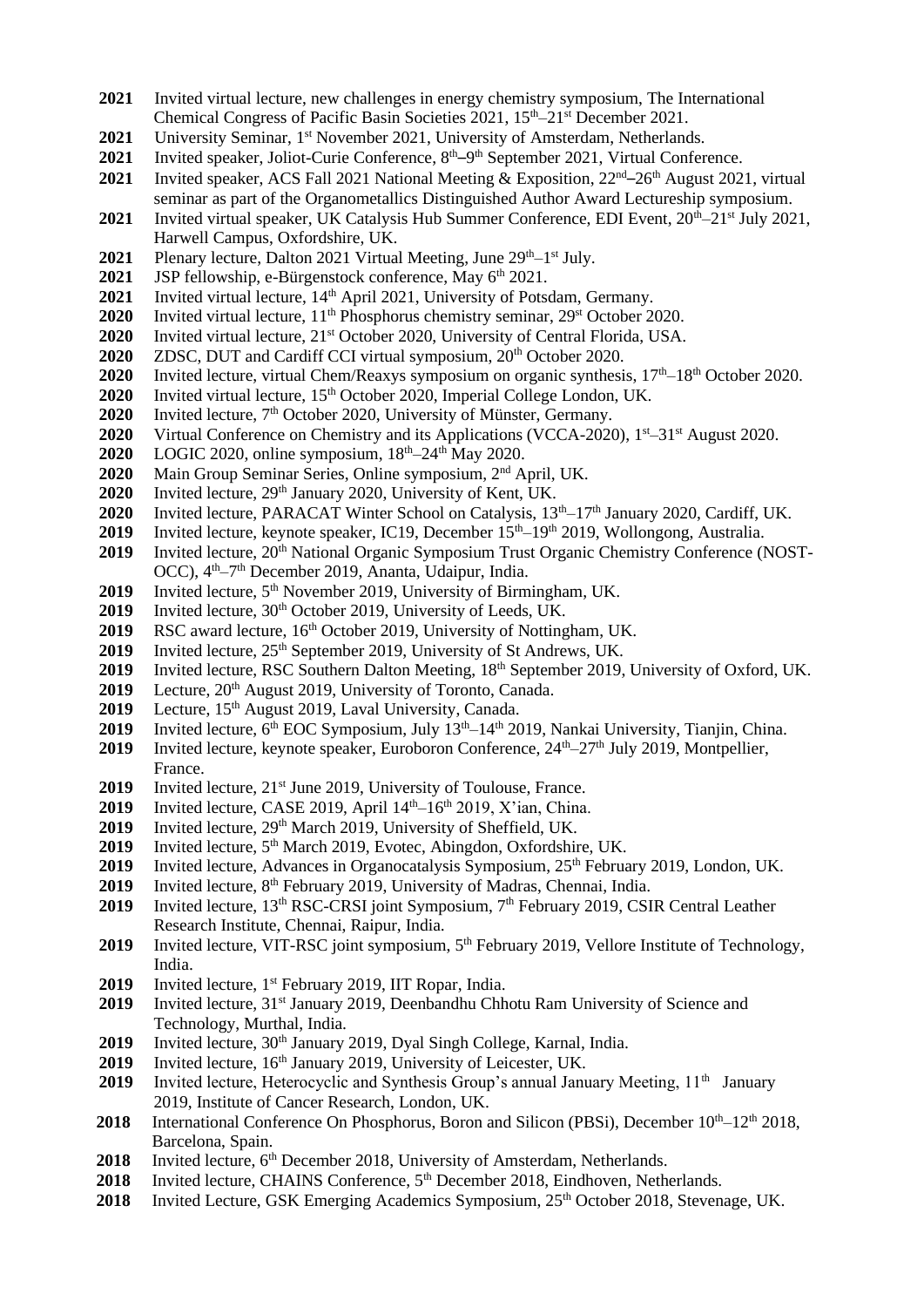**2021** Invited virtual lecture, new challenges in energy chemistry symposium, The International Chemical Congress of Pacific Basin Societies 2021, 15th–21st December 2021.

**2021** University Seminar, 1st November 2021, University of Amsterdam, Netherlands.

**2021** Invited speaker, Joliot-Curie Conference, 8th–9th September 2021, Virtual Conference.

**2021** Invited speaker, ACS Fall 2021 National Meeting & Exposition, 22nd–26th August 2021, virtual seminar as part of the Organometallics Distinguished Author Award Lectureship symposium.

**2021** Invited virtual speaker, UK Catalysis Hub Summer Conference, EDI Event, 20th–21st July 2021, Harwell Campus, Oxfordshire, UK.

**2021** Plenary lecture, Dalton 2021 Virtual Meeting, June 29th–1st July.

**2021** JSP fellowship, e-Bürgenstock conference, May 6th 2021.

**2021** Invited virtual lecture, 14th April 2021, University of Potsdam, Germany.

**2020** Invited virtual lecture, 11th Phosphorus chemistry seminar, 29st October 2020.

**2020** Invited virtual lecture, 21st October 2020, University of Central Florida, USA.

**2020** ZDSC, DUT and Cardiff CCI virtual symposium, 20th October 2020.

**2020** Invited lecture, virtual Chem/Reaxys symposium on organic synthesis, 17th–18th October 2020.

**2020** Invited virtual lecture, 15th October 2020, Imperial College London, UK.

**2020** Invited lecture, 7th October 2020, University of Münster, Germany.

**2020** Virtual Conference on Chemistry and its Applications (VCCA-2020), 1st–31st August 2020.

**2020** LOGIC 2020, online symposium, 18th–24th May 2020.

**2020** Main Group Seminar Series, Online symposium, 2nd April, UK.

**2020** Invited lecture, 29th January 2020, University of Kent, UK.

**2020** Invited lecture, PARACAT Winter School on Catalysis, 13th–17th January 2020, Cardiff, UK.

**2019** Invited lecture, keynote speaker, IC19, December 15th–19th 2019, Wollongong, Australia.

**2019** Invited lecture, 20th National Organic Symposium Trust Organic Chemistry Conference (NOST-OCC), 4th–7th December 2019, Ananta, Udaipur, India.

**2019** Invited lecture, 5th November 2019, University of Birmingham, UK.

**2019** Invited lecture, 30th October 2019, University of Leeds, UK.

**2019** RSC award lecture, 16th October 2019, University of Nottingham, UK.

**2019** Invited lecture, 25th September 2019, University of St Andrews, UK.

**2019** Invited lecture, RSC Southern Dalton Meeting, 18th September 2019, University of Oxford, UK.

**2019** Lecture, 20th August 2019, University of Toronto, Canada.

**2019** Lecture, 15th August 2019, Laval University, Canada.

**2019** Invited lecture, 6th EOC Symposium, July 13th–14th 2019, Nankai University, Tianjin, China.

**2019** Invited lecture, keynote speaker, Euroboron Conference, 24th–27th July 2019, Montpellier, France.

**2019** Invited lecture, 21st June 2019, University of Toulouse, France.

**2019** Invited lecture, CASE 2019, April 14th–16th 2019, X'ian, China.

**2019** Invited lecture, 29th March 2019, University of Sheffield, UK.

**2019** Invited lecture, 5th March 2019, Evotec, Abingdon, Oxfordshire, UK.

**2019** Invited lecture, Advances in Organocatalysis Symposium, 25th February 2019, London, UK.

**2019** Invited lecture, 8th February 2019, University of Madras, Chennai, India.

**2019** Invited lecture, 13th RSC-CRSI joint Symposium, 7th February 2019, CSIR Central Leather Research Institute, Chennai, Raipur, India.

**2019** Invited lecture, VIT-RSC joint symposium, 5th February 2019, Vellore Institute of Technology, India.

**2019** Invited lecture, 1st February 2019, IIT Ropar, India.

**2019** Invited lecture, 31st January 2019, Deenbandhu Chhotu Ram University of Science and Technology, Murthal, India.

**2019** Invited lecture, 30th January 2019, Dyal Singh College, Karnal, India.

**2019** Invited lecture, 16th January 2019, University of Leicester, UK.

**2019** Invited lecture, Heterocyclic and Synthesis Group's annual January Meeting, 11th January 2019, Institute of Cancer Research, London, UK.

**2018** International Conference On Phosphorus, Boron and Silicon (PBSi), December 10th–12th 2018, Barcelona, Spain.

**2018** Invited lecture, 6th December 2018, University of Amsterdam, Netherlands.

**2018** Invited lecture, CHAINS Conference, 5th December 2018, Eindhoven, Netherlands.

**2018** Invited Lecture, GSK Emerging Academics Symposium, 25th October 2018, Stevenage, UK.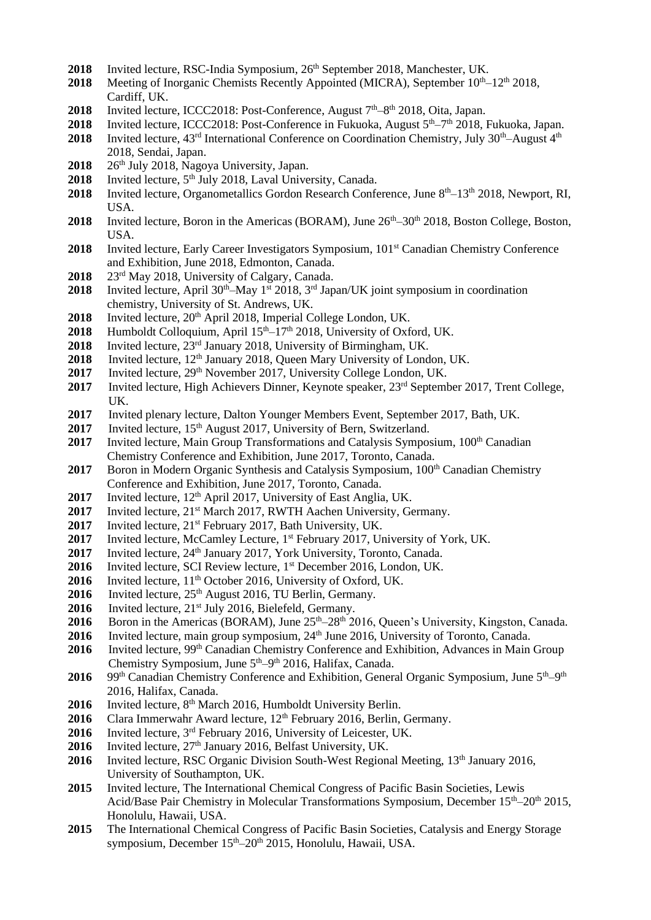**2018** Invited lecture, RSC-India Symposium, 26th September 2018, Manchester, UK.
**2018** Meeting of Inorganic Chemists Recently Appointed (MICRA), September 10th–12th 2018, Cardiff, UK.
**2018** Invited lecture, ICCC2018: Post-Conference, August 7th–8th 2018, Oita, Japan.
**2018** Invited lecture, ICCC2018: Post-Conference in Fukuoka, August 5th–7th 2018, Fukuoka, Japan.
**2018** Invited lecture, 43rd International Conference on Coordination Chemistry, July 30th–August 4th 2018, Sendai, Japan.
**2018** 26th July 2018, Nagoya University, Japan.
**2018** Invited lecture, 5th July 2018, Laval University, Canada.
**2018** Invited lecture, Organometallics Gordon Research Conference, June 8th–13th 2018, Newport, RI, USA.
**2018** Invited lecture, Boron in the Americas (BORAM), June 26th–30th 2018, Boston College, Boston, USA.
**2018** Invited lecture, Early Career Investigators Symposium, 101st Canadian Chemistry Conference and Exhibition, June 2018, Edmonton, Canada.
**2018** 23rd May 2018, University of Calgary, Canada.
**2018** Invited lecture, April 30th–May 1st 2018, 3rd Japan/UK joint symposium in coordination chemistry, University of St. Andrews, UK.
**2018** Invited lecture, 20th April 2018, Imperial College London, UK.
**2018** Humboldt Colloquium, April 15th–17th 2018, University of Oxford, UK.
**2018** Invited lecture, 23rd January 2018, University of Birmingham, UK.
**2018** Invited lecture, 12th January 2018, Queen Mary University of London, UK.
**2017** Invited lecture, 29th November 2017, University College London, UK.
**2017** Invited lecture, High Achievers Dinner, Keynote speaker, 23rd September 2017, Trent College, UK.
**2017** Invited plenary lecture, Dalton Younger Members Event, September 2017, Bath, UK.
**2017** Invited lecture, 15th August 2017, University of Bern, Switzerland.
**2017** Invited lecture, Main Group Transformations and Catalysis Symposium, 100th Canadian Chemistry Conference and Exhibition, June 2017, Toronto, Canada.
**2017** Boron in Modern Organic Synthesis and Catalysis Symposium, 100th Canadian Chemistry Conference and Exhibition, June 2017, Toronto, Canada.
**2017** Invited lecture, 12th April 2017, University of East Anglia, UK.
**2017** Invited lecture, 21st March 2017, RWTH Aachen University, Germany.
**2017** Invited lecture, 21st February 2017, Bath University, UK.
**2017** Invited lecture, McCamley Lecture, 1st February 2017, University of York, UK.
**2017** Invited lecture, 24th January 2017, York University, Toronto, Canada.
**2016** Invited lecture, SCI Review lecture, 1st December 2016, London, UK.
**2016** Invited lecture, 11th October 2016, University of Oxford, UK.
**2016** Invited lecture, 25th August 2016, TU Berlin, Germany.
**2016** Invited lecture, 21st July 2016, Bielefeld, Germany.
**2016** Boron in the Americas (BORAM), June 25th–28th 2016, Queen's University, Kingston, Canada.
**2016** Invited lecture, main group symposium, 24th June 2016, University of Toronto, Canada.
**2016** Invited lecture, 99th Canadian Chemistry Conference and Exhibition, Advances in Main Group Chemistry Symposium, June 5th–9th 2016, Halifax, Canada.
**2016** 99th Canadian Chemistry Conference and Exhibition, General Organic Symposium, June 5th–9th 2016, Halifax, Canada.
**2016** Invited lecture, 8th March 2016, Humboldt University Berlin.
**2016** Clara Immerwahr Award lecture, 12th February 2016, Berlin, Germany.
**2016** Invited lecture, 3rd February 2016, University of Leicester, UK.
**2016** Invited lecture, 27th January 2016, Belfast University, UK.
**2016** Invited lecture, RSC Organic Division South-West Regional Meeting, 13th January 2016, University of Southampton, UK.
**2015** Invited lecture, The International Chemical Congress of Pacific Basin Societies, Lewis Acid/Base Pair Chemistry in Molecular Transformations Symposium, December 15th–20th 2015, Honolulu, Hawaii, USA.
**2015** The International Chemical Congress of Pacific Basin Societies, Catalysis and Energy Storage symposium, December 15th–20th 2015, Honolulu, Hawaii, USA.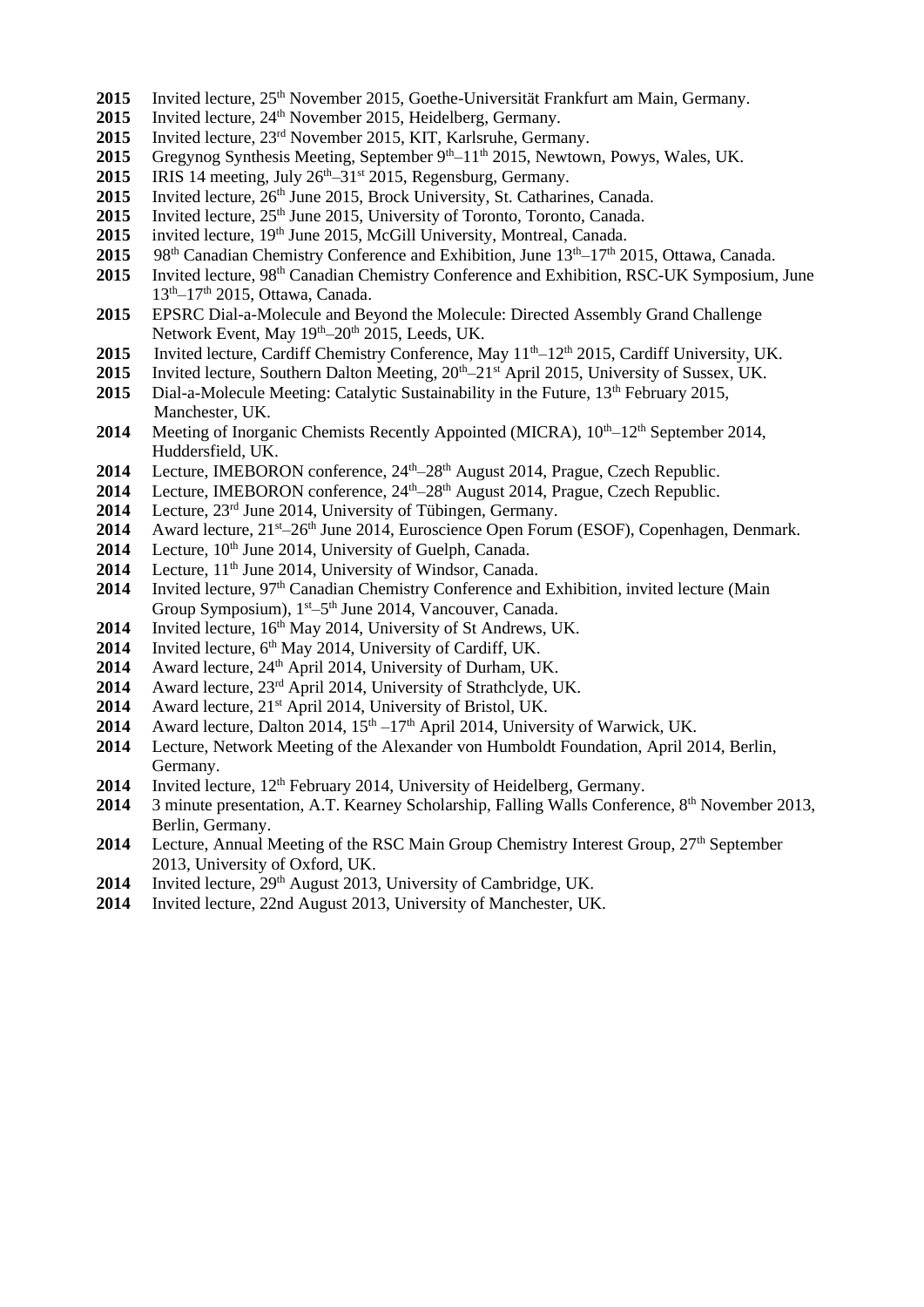**2015** Invited lecture, 25th November 2015, Goethe-Universität Frankfurt am Main, Germany.
**2015** Invited lecture, 24th November 2015, Heidelberg, Germany.
**2015** Invited lecture, 23rd November 2015, KIT, Karlsruhe, Germany.
**2015** Gregynog Synthesis Meeting, September 9th–11th 2015, Newtown, Powys, Wales, UK.
**2015** IRIS 14 meeting, July 26th–31st 2015, Regensburg, Germany.
**2015** Invited lecture, 26th June 2015, Brock University, St. Catharines, Canada.
**2015** Invited lecture, 25th June 2015, University of Toronto, Toronto, Canada.
**2015** invited lecture, 19th June 2015, McGill University, Montreal, Canada.
**2015** 98th Canadian Chemistry Conference and Exhibition, June 13th–17th 2015, Ottawa, Canada.
**2015** Invited lecture, 98th Canadian Chemistry Conference and Exhibition, RSC-UK Symposium, June 13th–17th 2015, Ottawa, Canada.
**2015** EPSRC Dial-a-Molecule and Beyond the Molecule: Directed Assembly Grand Challenge Network Event, May 19th–20th 2015, Leeds, UK.
**2015** Invited lecture, Cardiff Chemistry Conference, May 11th–12th 2015, Cardiff University, UK.
**2015** Invited lecture, Southern Dalton Meeting, 20th–21st April 2015, University of Sussex, UK.
**2015** Dial-a-Molecule Meeting: Catalytic Sustainability in the Future, 13th February 2015, Manchester, UK.
**2014** Meeting of Inorganic Chemists Recently Appointed (MICRA), 10th–12th September 2014, Huddersfield, UK.
**2014** Lecture, IMEBORON conference, 24th–28th August 2014, Prague, Czech Republic.
**2014** Lecture, IMEBORON conference, 24th–28th August 2014, Prague, Czech Republic.
**2014** Lecture, 23rd June 2014, University of Tübingen, Germany.
**2014** Award lecture, 21st–26th June 2014, Euroscience Open Forum (ESOF), Copenhagen, Denmark.
**2014** Lecture, 10th June 2014, University of Guelph, Canada.
**2014** Lecture, 11th June 2014, University of Windsor, Canada.
**2014** Invited lecture, 97th Canadian Chemistry Conference and Exhibition, invited lecture (Main Group Symposium), 1st–5th June 2014, Vancouver, Canada.
**2014** Invited lecture, 16th May 2014, University of St Andrews, UK.
**2014** Invited lecture, 6th May 2014, University of Cardiff, UK.
**2014** Award lecture, 24th April 2014, University of Durham, UK.
**2014** Award lecture, 23rd April 2014, University of Strathclyde, UK.
**2014** Award lecture, 21st April 2014, University of Bristol, UK.
**2014** Award lecture, Dalton 2014, 15th –17th April 2014, University of Warwick, UK.
**2014** Lecture, Network Meeting of the Alexander von Humboldt Foundation, April 2014, Berlin, Germany.
**2014** Invited lecture, 12th February 2014, University of Heidelberg, Germany.
**2014** 3 minute presentation, A.T. Kearney Scholarship, Falling Walls Conference, 8th November 2013, Berlin, Germany.
**2014** Lecture, Annual Meeting of the RSC Main Group Chemistry Interest Group, 27th September 2013, University of Oxford, UK.
**2014** Invited lecture, 29th August 2013, University of Cambridge, UK.
**2014** Invited lecture, 22nd August 2013, University of Manchester, UK.